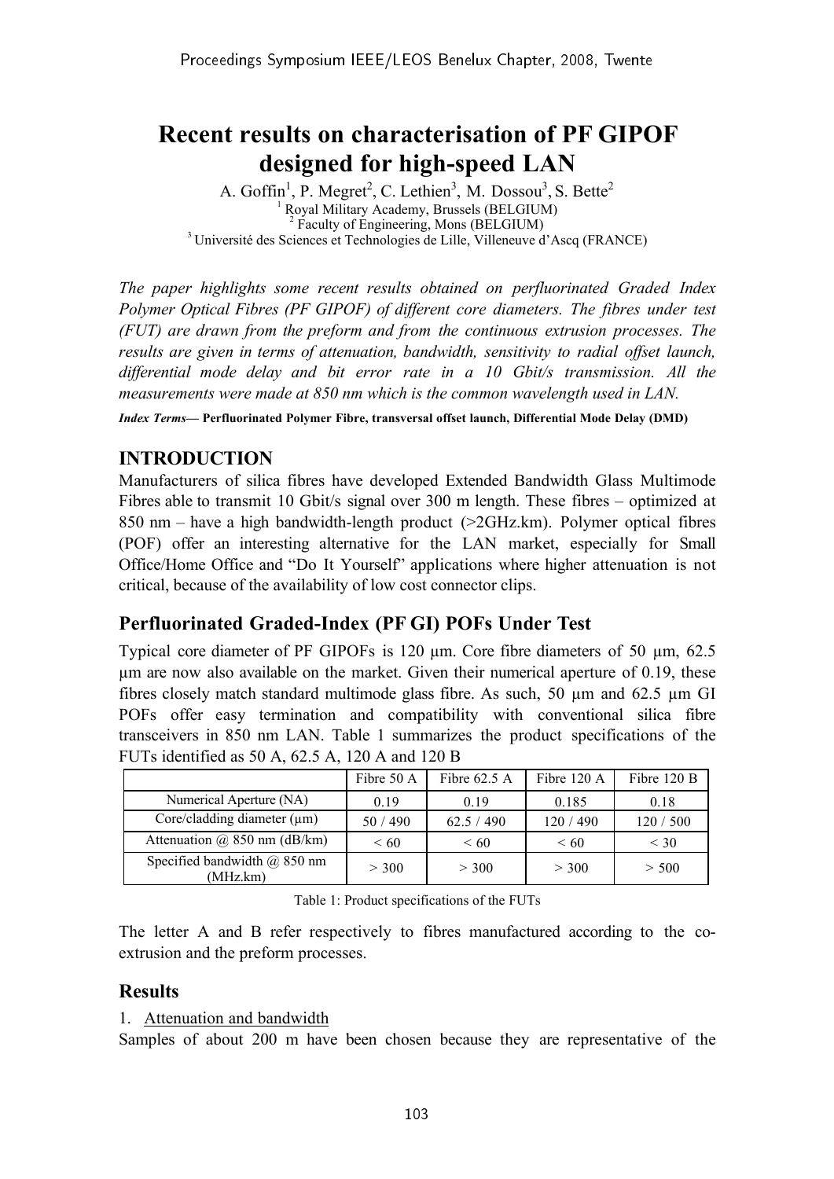# Recent results on characterisation of PF GIPOF designed for high-speed LAN

A. Goffin[1], P. Megret[2], C. Lethien[3], M. Dossou[3], S. Bette[2]

[1] Royal Military Academy, Brussels (BELGIUM)
[2] Faculty of Engineering, Mons (BELGIUM)
[3] Université des Sciences et Technologies de Lille, Villeneuve d'Ascq (FRANCE)

*The paper highlights some recent results obtained on perfluorinated Graded Index Polymer Optical Fibres (PF GIPOF) of different core diameters. The fibres under test (FUT) are drawn from the preform and from the continuous extrusion processes. The results are given in terms of attenuation, bandwidth, sensitivity to radial offset launch, differential mode delay and bit error rate in a 10 Gbit/s transmission. All the measurements were made at 850 nm which is the common wavelength used in LAN.*

***Index Terms*— Perfluorinated Polymer Fibre, transversal offset launch, Differential Mode Delay (DMD)**

## INTRODUCTION

Manufacturers of silica fibres have developed Extended Bandwidth Glass Multimode Fibres able to transmit 10 Gbit/s signal over 300 m length. These fibres – optimized at 850 nm – have a high bandwidth-length product (>2GHz.km). Polymer optical fibres (POF) offer an interesting alternative for the LAN market, especially for Small Office/Home Office and "Do It Yourself" applications where higher attenuation is not critical, because of the availability of low cost connector clips.

## Perfluorinated Graded-Index (PF GI) POFs Under Test

Typical core diameter of PF GIPOFs is 120 µm. Core fibre diameters of 50 µm, 62.5 µm are now also available on the market. Given their numerical aperture of 0.19, these fibres closely match standard multimode glass fibre. As such, 50 µm and 62.5 µm GI POFs offer easy termination and compatibility with conventional silica fibre transceivers in 850 nm LAN. Table 1 summarizes the product specifications of the FUTs identified as 50 A, 62.5 A, 120 A and 120 B

| | Fibre 50 A | Fibre 62.5 A | Fibre 120 A | Fibre 120 B |
|---|---|---|---|---|
| Numerical Aperture (NA) | 0.19 | 0.19 | 0.185 | 0.18 |
| Core/cladding diameter (µm) | 50 / 490 | 62.5 / 490 | 120 / 490 | 120 / 500 |
| Attenuation @ 850 nm (dB/km) | < 60 | < 60 | < 60 | < 30 |
| Specified bandwidth @ 850 nm (MHz.km) | > 300 | > 300 | > 300 | > 500 |

Table 1: Product specifications of the FUTs

The letter A and B refer respectively to fibres manufactured according to the co-extrusion and the preform processes.

## Results

1. Attenuation and bandwidth

Samples of about 200 m have been chosen because they are representative of the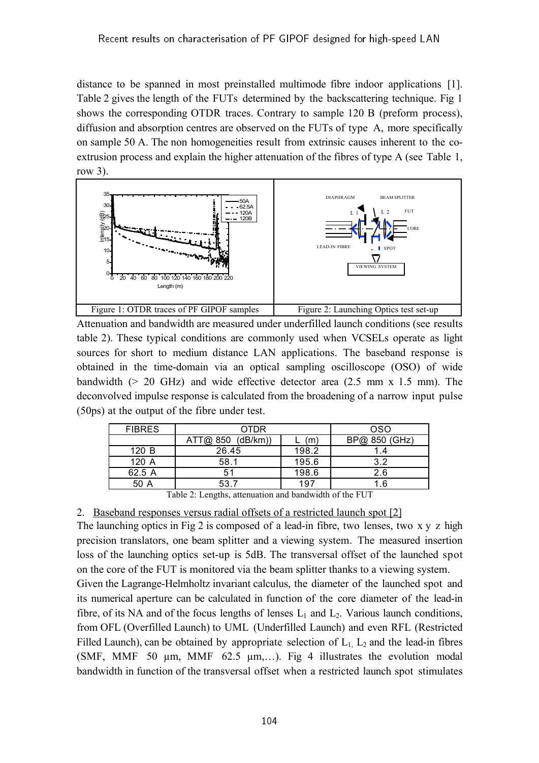distance to be spanned in most preinstalled multimode fibre indoor applications [1]. Table 2 gives the length of the FUTs determined by the backscattering technique. Fig 1 shows the corresponding OTDR traces. Contrary to sample 120 B (preform process), diffusion and absorption centres are observed on the FUTs of type A, more specifically on sample 50 A. The non homogeneities result from extrinsic causes inherent to the co-extrusion process and explain the higher attenuation of the fibres of type A (see Table 1, row 3).

| Figure 1: OTDR traces of PF GIPOF samples | Figure 2: Launching Optics test set-up |
|---|---|

Attenuation and bandwidth are measured under underfilled launch conditions (see results table 2). These typical conditions are commonly used when VCSELs operate as light sources for short to medium distance LAN applications. The baseband response is obtained in the time-domain via an optical sampling oscilloscope (OSO) of wide bandwidth (> 20 GHz) and wide effective detector area (2.5 mm x 1.5 mm). The deconvolved impulse response is calculated from the broadening of a narrow input pulse (50ps) at the output of the fibre under test.

| FIBRES | OTDR | | OSO |
|---|---|---|---|
| | ATT@ 850 (dB/km)) | L (m) | BP@ 850 (GHz) |
| 120 B | 26.45 | 198.2 | 1.4 |
| 120 A | 58.1 | 195.6 | 3.2 |
| 62.5 A | 51 | 198.6 | 2.6 |
| 50 A | 53.7 | 197 | 1.6 |

Table 2: Lengths, attenuation and bandwidth of the FUT

2. Baseband responses versus radial offsets of a restricted launch spot [2]

The launching optics in Fig 2 is composed of a lead-in fibre, two lenses, two x y z high precision translators, one beam splitter and a viewing system. The measured insertion loss of the launching optics set-up is 5dB. The transversal offset of the launched spot on the core of the FUT is monitored via the beam splitter thanks to a viewing system.

Given the Lagrange-Helmholtz invariant calculus, the diameter of the launched spot and its numerical aperture can be calculated in function of the core diameter of the lead-in fibre, of its NA and of the focus lengths of lenses $L_1$ and $L_2$. Various launch conditions, from OFL (Overfilled Launch) to UML (Underfilled Launch) and even RFL (Restricted Filled Launch), can be obtained by appropriate selection of $L_1$, $L_2$ and the lead-in fibres (SMF, MMF 50 µm, MMF 62.5 µm,…). Fig 4 illustrates the evolution modal bandwidth in function of the transversal offset when a restricted launch spot stimulates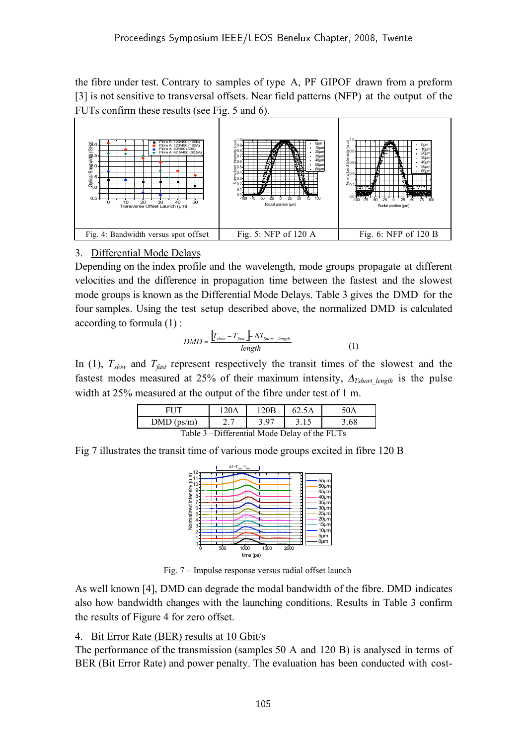the fibre under test. Contrary to samples of type A, PF GIPOF drawn from a preform [3] is not sensitive to transversal offsets. Near field patterns (NFP) at the output of the FUTs confirm these results (see Fig. 5 and 6).

Fig. 4: Bandwidth versus spot offset

Fig. 5: NFP of 120 A

Fig. 6: NFP of 120 B

## 3. Differential Mode Delays

Depending on the index profile and the wavelength, mode groups propagate at different velocities and the difference in propagation time between the fastest and the slowest mode groups is known as the Differential Mode Delays. Table 3 gives the DMD for the four samples. Using the test setup described above, the normalized DMD is calculated according to formula (1) :

$$DMD = \frac{\left|T_{slow} - T_{fast}\right| - \Delta T_{Short\_length}}{length} \qquad (1)$$

In (1), $T_{slow}$ and $T_{fast}$ represent respectively the transit times of the slowest and the fastest modes measured at 25% of their maximum intensity, $\Delta_{Tshort\_length}$ is the pulse width at 25% measured at the output of the fibre under test of 1 m.

| FUT | 120A | 120B | 62.5A | 50A |
|---|---|---|---|---|
| DMD (ps/m) | 2.7 | 3.97 | 3.15 | 3.68 |

Table 3 –Differential Mode Delay of the FUTs

Fig 7 illustrates the transit time of various mode groups excited in fibre 120 B

Fig. 7 – Impulse response versus radial offset launch

As well known [4], DMD can degrade the modal bandwidth of the fibre. DMD indicates also how bandwidth changes with the launching conditions. Results in Table 3 confirm the results of Figure 4 for zero offset.

## 4. Bit Error Rate (BER) results at 10 Gbit/s

The performance of the transmission (samples 50 A and 120 B) is analysed in terms of BER (Bit Error Rate) and power penalty. The evaluation has been conducted with cost-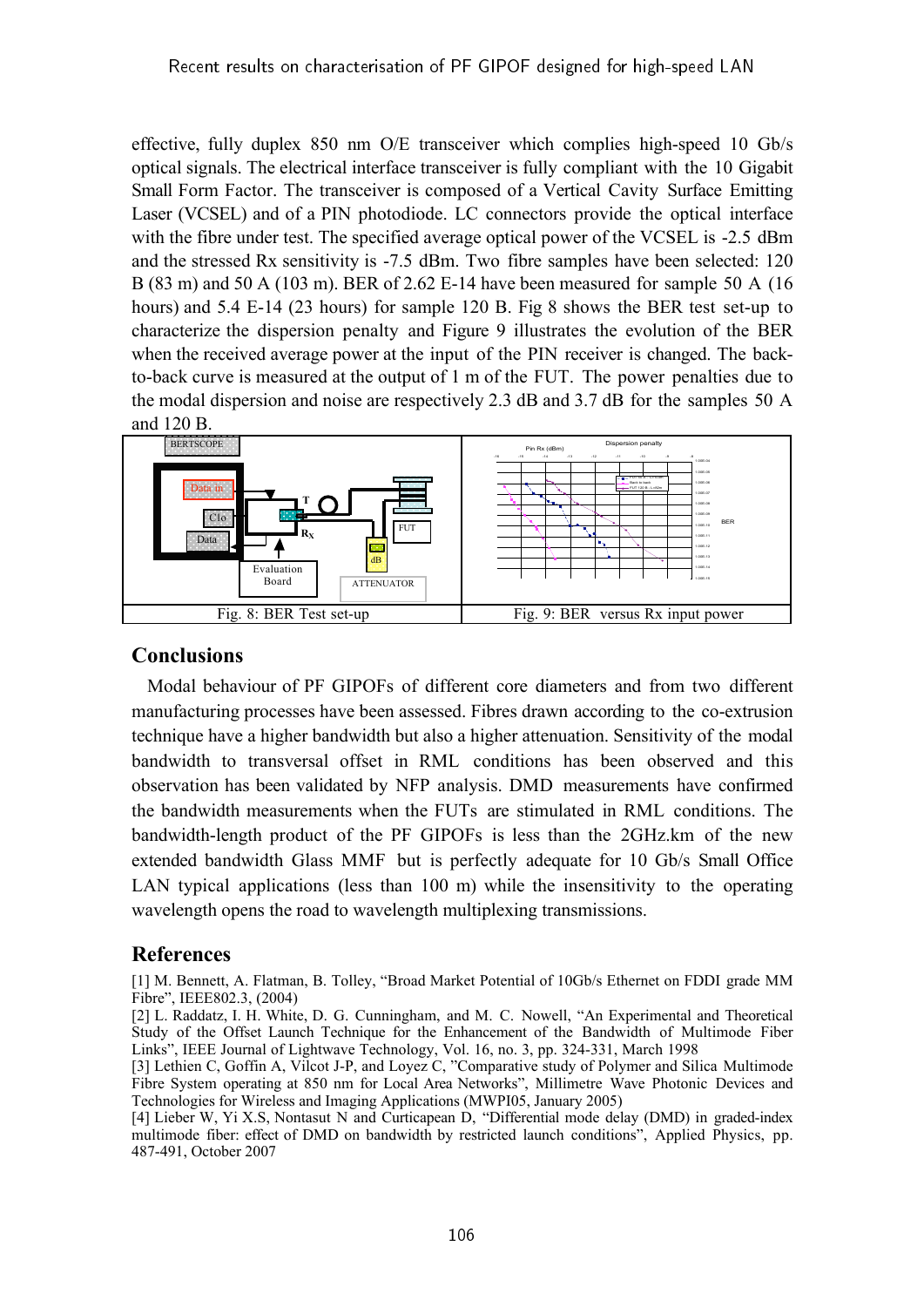effective, fully duplex 850 nm O/E transceiver which complies high-speed 10 Gb/s optical signals. The electrical interface transceiver is fully compliant with the 10 Gigabit Small Form Factor. The transceiver is composed of a Vertical Cavity Surface Emitting Laser (VCSEL) and of a PIN photodiode. LC connectors provide the optical interface with the fibre under test. The specified average optical power of the VCSEL is -2.5 dBm and the stressed Rx sensitivity is -7.5 dBm. Two fibre samples have been selected: 120 B (83 m) and 50 A (103 m). BER of 2.62 E-14 have been measured for sample 50 A (16 hours) and 5.4 E-14 (23 hours) for sample 120 B. Fig 8 shows the BER test set-up to characterize the dispersion penalty and Figure 9 illustrates the evolution of the BER when the received average power at the input of the PIN receiver is changed. The back-to-back curve is measured at the output of 1 m of the FUT. The power penalties due to the modal dispersion and noise are respectively 2.3 dB and 3.7 dB for the samples 50 A and 120 B.

BERTSCOPE

Data in

Clo

Data

T

$R_X$

FUT

dB

Evaluation Board

ATTENUATOR

Fig. 8: BER Test set-up

Dispersion penalty

Pin Rx (dBm)

BER

Back to back

FUT 120 B

Fig. 9: BER versus Rx input power

## Conclusions

Modal behaviour of PF GIPOFs of different core diameters and from two different manufacturing processes have been assessed. Fibres drawn according to the co-extrusion technique have a higher bandwidth but also a higher attenuation. Sensitivity of the modal bandwidth to transversal offset in RML conditions has been observed and this observation has been validated by NFP analysis. DMD measurements have confirmed the bandwidth measurements when the FUTs are stimulated in RML conditions. The bandwidth-length product of the PF GIPOFs is less than the 2GHz.km of the new extended bandwidth Glass MMF but is perfectly adequate for 10 Gb/s Small Office LAN typical applications (less than 100 m) while the insensitivity to the operating wavelength opens the road to wavelength multiplexing transmissions.

## References

[1] M. Bennett, A. Flatman, B. Tolley, "Broad Market Potential of 10Gb/s Ethernet on FDDI grade MM Fibre", IEEE802.3, (2004)

[2] L. Raddatz, I. H. White, D. G. Cunningham, and M. C. Nowell, "An Experimental and Theoretical Study of the Offset Launch Technique for the Enhancement of the Bandwidth of Multimode Fiber Links", IEEE Journal of Lightwave Technology, Vol. 16, no. 3, pp. 324-331, March 1998

[3] Lethien C, Goffin A, Vilcot J-P, and Loyez C, "Comparative study of Polymer and Silica Multimode Fibre System operating at 850 nm for Local Area Networks", Millimetre Wave Photonic Devices and Technologies for Wireless and Imaging Applications (MWPI05, January 2005)

[4] Lieber W, Yi X.S, Nontasut N and Curticapean D, "Differential mode delay (DMD) in graded-index multimode fiber: effect of DMD on bandwidth by restricted launch conditions", Applied Physics, pp. 487-491, October 2007